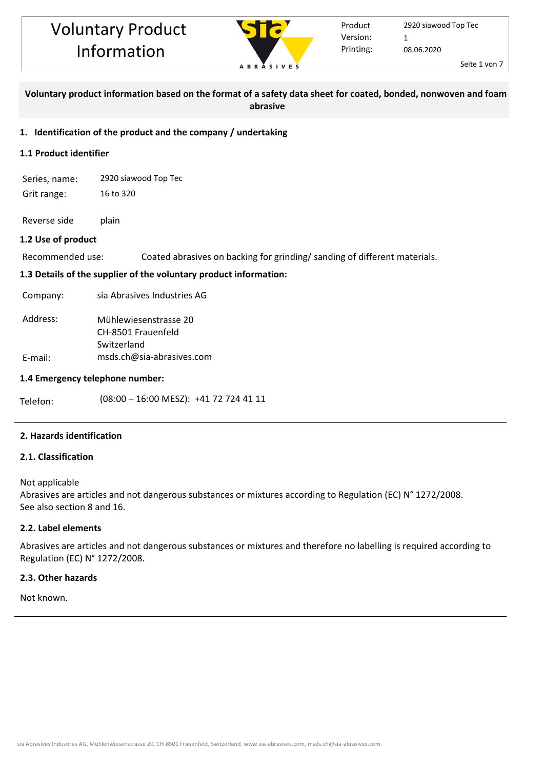# Voluntary Product Information

| Product | 2920 siawood Top Tec |
|---|---|
| Version: | 1 |
| Printing: | 08.06.2020 |

**Voluntary product information based on the format of a safety data sheet for coated, bonded, nonwoven and foam abrasive**

## 1. Identification of the product and the company / undertaking

### 1.1 Product identifier

Series, name: 2920 siawood Top Tec

Grit range: 16 to 320

Reverse side plain

### 1.2 Use of product

Recommended use: Coated abrasives on backing for grinding/ sanding of different materials.

### 1.3 Details of the supplier of the voluntary product information:

Company: sia Abrasives Industries AG

Address: Mühlewiesenstrasse 20
CH-8501 Frauenfeld
Switzerland

E-mail: msds.ch@sia-abrasives.com

### 1.4 Emergency telephone number:

Telefon: (08:00 – 16:00 MESZ): +41 72 724 41 11

## 2. Hazards identification

### 2.1. Classification

Not applicable
Abrasives are articles and not dangerous substances or mixtures according to Regulation (EC) N° 1272/2008.
See also section 8 and 16.

### 2.2. Label elements

Abrasives are articles and not dangerous substances or mixtures and therefore no labelling is required according to Regulation (EC) N° 1272/2008.

### 2.3. Other hazards

Not known.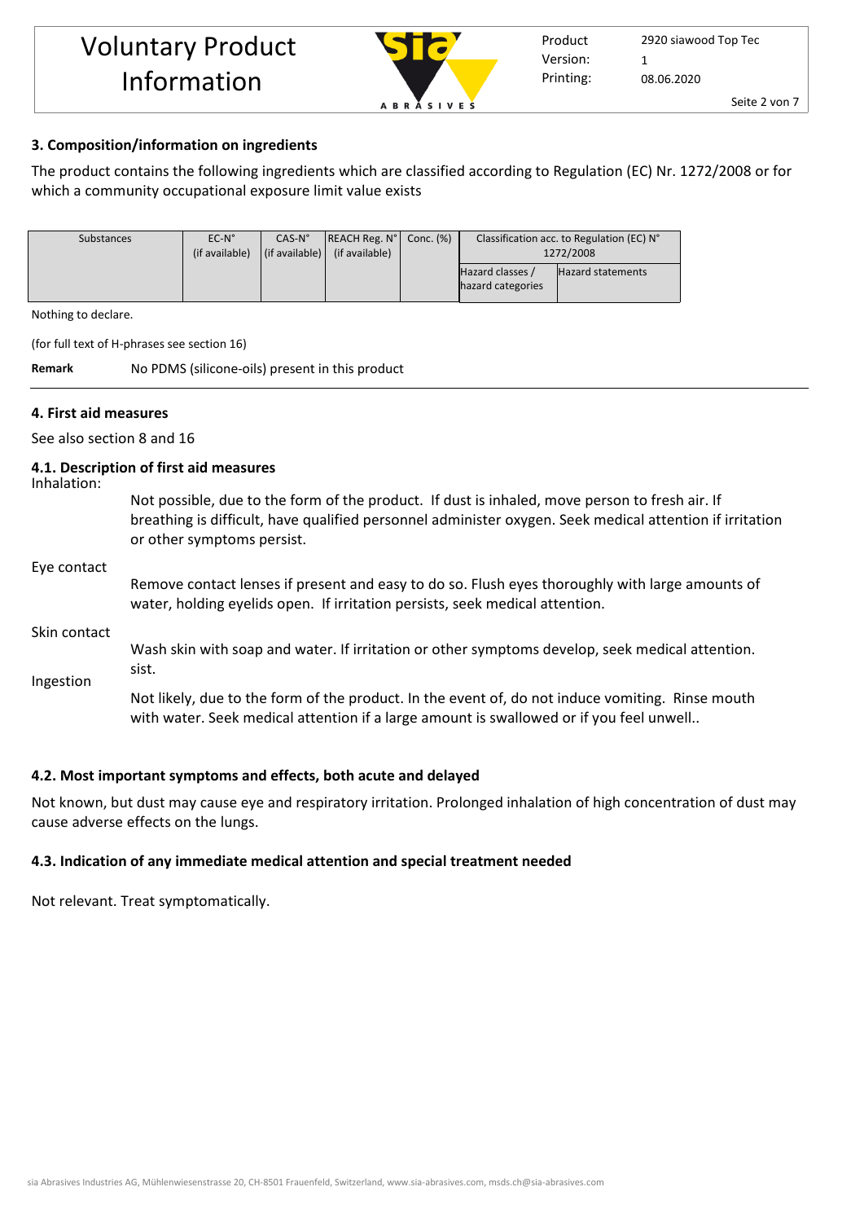## 3. Composition/information on ingredients

The product contains the following ingredients which are classified according to Regulation (EC) Nr. 1272/2008 or for which a community occupational exposure limit value exists

| Substances | EC-N° (if available) | CAS-N° (if available) | REACH Reg. N° (if available) | Conc. (%) | Classification acc. to Regulation (EC) N° 1272/2008 | |
|---|---|---|---|---|---|---|
| | | | | | Hazard classes / hazard categories | Hazard statements |

Nothing to declare.

(for full text of H-phrases see section 16)

**Remark** No PDMS (silicone-oils) present in this product

## 4. First aid measures

See also section 8 and 16

### 4.1. Description of first aid measures

Inhalation:
Not possible, due to the form of the product. If dust is inhaled, move person to fresh air. If breathing is difficult, have qualified personnel administer oxygen. Seek medical attention if irritation or other symptoms persist.

Eye contact
Remove contact lenses if present and easy to do so. Flush eyes thoroughly with large amounts of water, holding eyelids open. If irritation persists, seek medical attention.

Skin contact
Wash skin with soap and water. If irritation or other symptoms develop, seek medical attention. sist.

Ingestion
Not likely, due to the form of the product. In the event of, do not induce vomiting. Rinse mouth with water. Seek medical attention if a large amount is swallowed or if you feel unwell..

### 4.2. Most important symptoms and effects, both acute and delayed

Not known, but dust may cause eye and respiratory irritation. Prolonged inhalation of high concentration of dust may cause adverse effects on the lungs.

### 4.3. Indication of any immediate medical attention and special treatment needed

Not relevant. Treat symptomatically.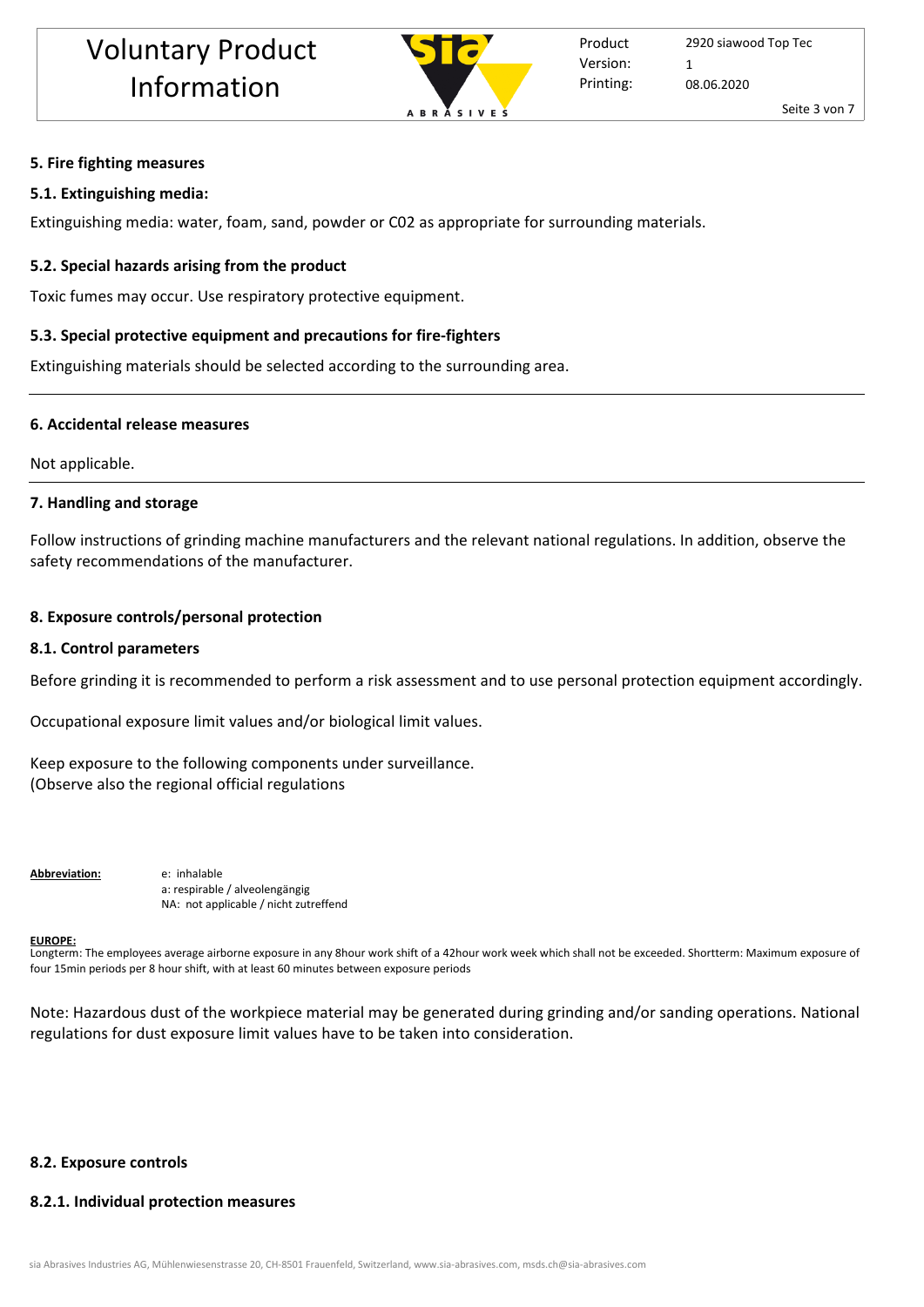## 5. Fire fighting measures

### 5.1. Extinguishing media:

Extinguishing media: water, foam, sand, powder or C02 as appropriate for surrounding materials.

### 5.2. Special hazards arising from the product

Toxic fumes may occur. Use respiratory protective equipment.

### 5.3. Special protective equipment and precautions for fire-fighters

Extinguishing materials should be selected according to the surrounding area.

---

## 6. Accidental release measures

Not applicable.

---

## 7. Handling and storage

Follow instructions of grinding machine manufacturers and the relevant national regulations. In addition, observe the safety recommendations of the manufacturer.

## 8. Exposure controls/personal protection

### 8.1. Control parameters

Before grinding it is recommended to perform a risk assessment and to use personal protection equipment accordingly.

Occupational exposure limit values and/or biological limit values.

Keep exposure to the following components under surveillance.
(Observe also the regional official regulations

**Abbreviation:**
e: inhalable
a: respirable / alveolengängig
NA: not applicable / nicht zutreffend

**EUROPE:**
Longterm: The employees average airborne exposure in any 8hour work shift of a 42hour work week which shall not be exceeded. Shortterm: Maximum exposure of four 15min periods per 8 hour shift, with at least 60 minutes between exposure periods

Note: Hazardous dust of the workpiece material may be generated during grinding and/or sanding operations. National regulations for dust exposure limit values have to be taken into consideration.

### 8.2. Exposure controls

#### 8.2.1. Individual protection measures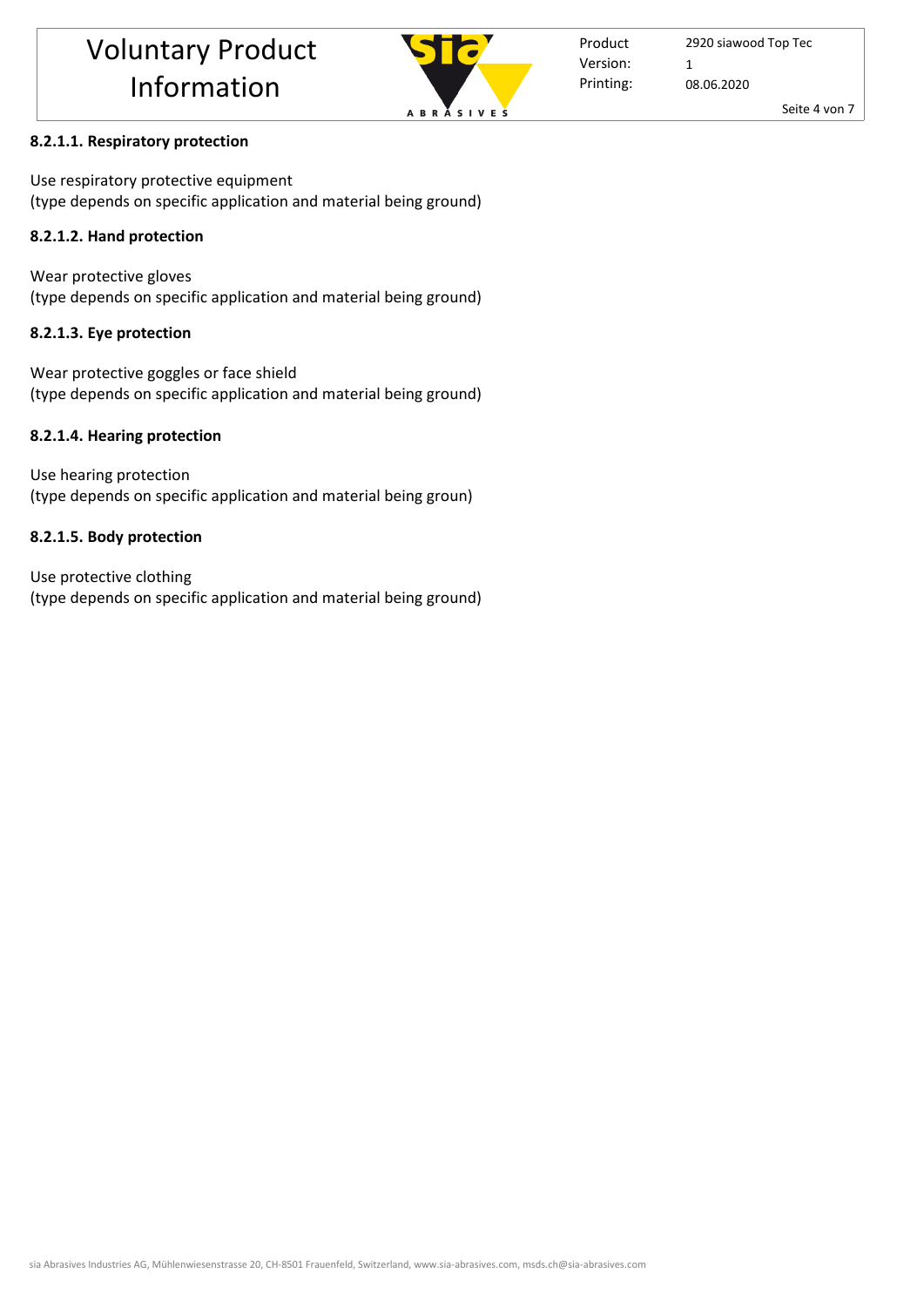#### 8.2.1.1. Respiratory protection

Use respiratory protective equipment
(type depends on specific application and material being ground)

#### 8.2.1.2. Hand protection

Wear protective gloves
(type depends on specific application and material being ground)

#### 8.2.1.3. Eye protection

Wear protective goggles or face shield
(type depends on specific application and material being ground)

#### 8.2.1.4. Hearing protection

Use hearing protection
(type depends on specific application and material being groun)

#### 8.2.1.5. Body protection

Use protective clothing
(type depends on specific application and material being ground)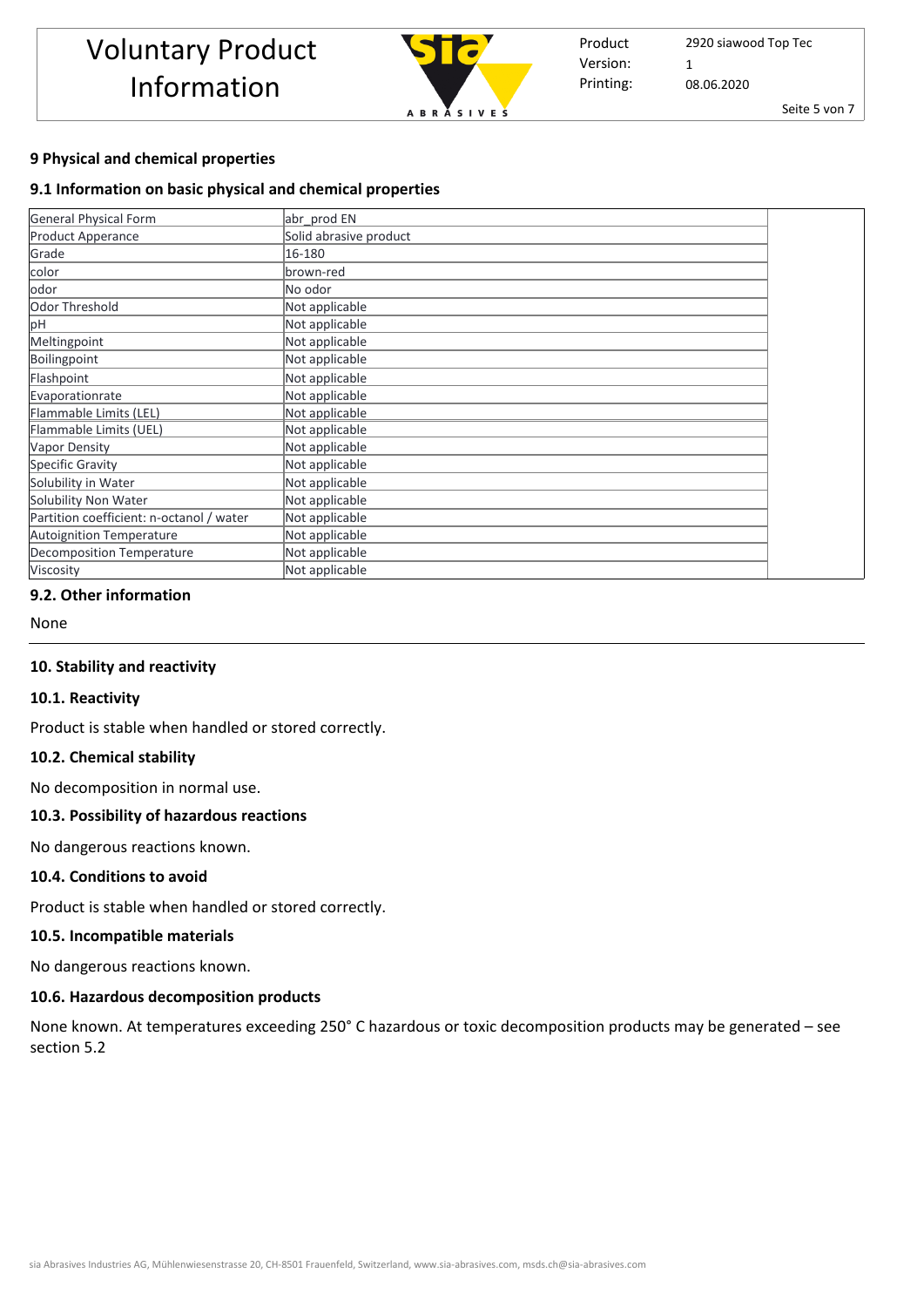## 9 Physical and chemical properties

### 9.1 Information on basic physical and chemical properties

| | |
|---|---|
| General Physical Form | abr_prod EN |
| Product Apperance | Solid abrasive product |
| Grade | 16-180 |
| color | brown-red |
| odor | No odor |
| Odor Threshold | Not applicable |
| pH | Not applicable |
| Meltingpoint | Not applicable |
| Boilingpoint | Not applicable |
| Flashpoint | Not applicable |
| Evaporationrate | Not applicable |
| Flammable Limits (LEL) | Not applicable |
| Flammable Limits (UEL) | Not applicable |
| Vapor Density | Not applicable |
| Specific Gravity | Not applicable |
| Solubility in Water | Not applicable |
| Solubility Non Water | Not applicable |
| Partition coefficient: n-octanol / water | Not applicable |
| Autoignition Temperature | Not applicable |
| Decomposition Temperature | Not applicable |
| Viscosity | Not applicable |

### 9.2. Other information

None

## 10. Stability and reactivity

### 10.1. Reactivity

Product is stable when handled or stored correctly.

### 10.2. Chemical stability

No decomposition in normal use.

### 10.3. Possibility of hazardous reactions

No dangerous reactions known.

### 10.4. Conditions to avoid

Product is stable when handled or stored correctly.

### 10.5. Incompatible materials

No dangerous reactions known.

### 10.6. Hazardous decomposition products

None known. At temperatures exceeding 250° C hazardous or toxic decomposition products may be generated – see section 5.2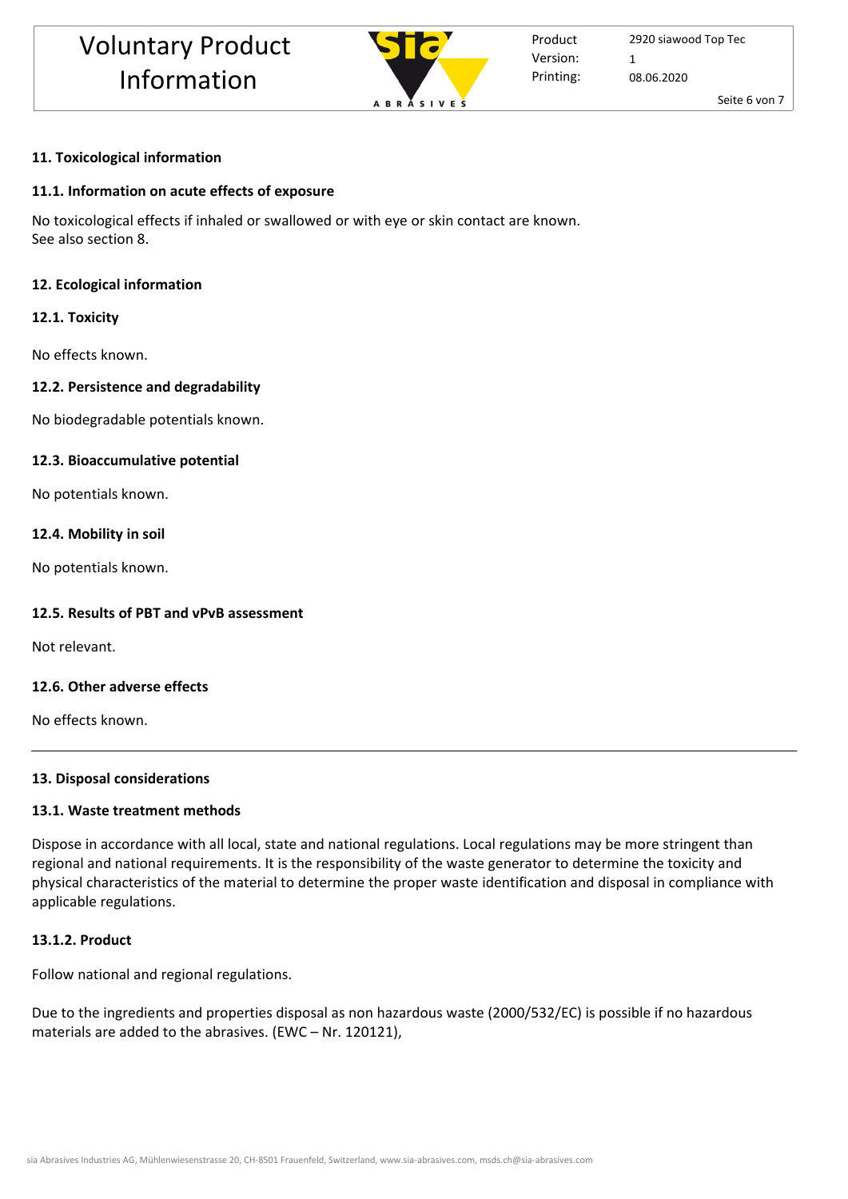## 11. Toxicological information

### 11.1. Information on acute effects of exposure

No toxicological effects if inhaled or swallowed or with eye or skin contact are known.
See also section 8.

## 12. Ecological information

### 12.1. Toxicity

No effects known.

### 12.2. Persistence and degradability

No biodegradable potentials known.

### 12.3. Bioaccumulative potential

No potentials known.

### 12.4. Mobility in soil

No potentials known.

### 12.5. Results of PBT and vPvB assessment

Not relevant.

### 12.6. Other adverse effects

No effects known.

---

## 13. Disposal considerations

### 13.1. Waste treatment methods

Dispose in accordance with all local, state and national regulations. Local regulations may be more stringent than regional and national requirements. It is the responsibility of the waste generator to determine the toxicity and physical characteristics of the material to determine the proper waste identification and disposal in compliance with applicable regulations.

#### 13.1.2. Product

Follow national and regional regulations.

Due to the ingredients and properties disposal as non hazardous waste (2000/532/EC) is possible if no hazardous materials are added to the abrasives. (EWC – Nr. 120121),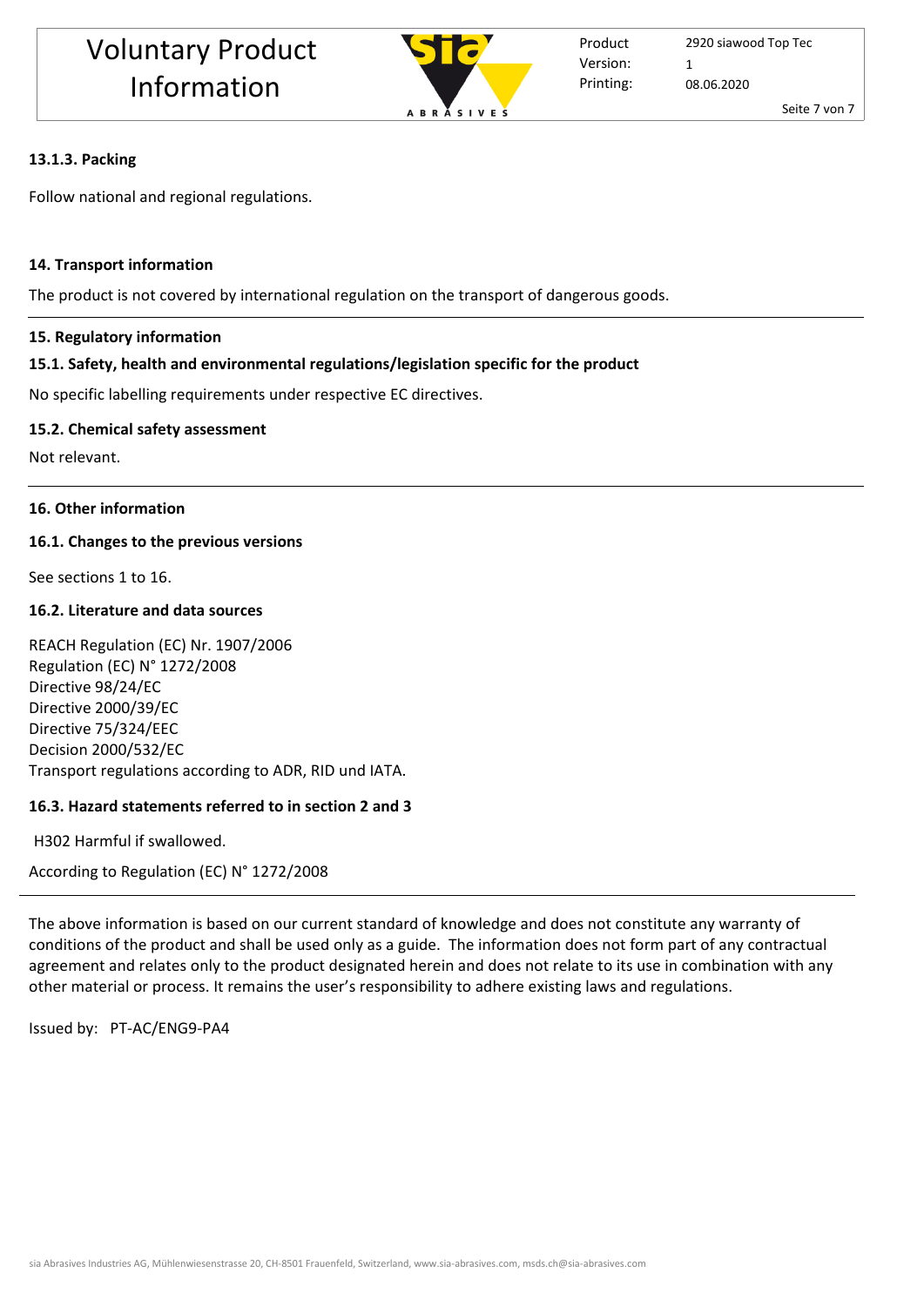#### 13.1.3. Packing

Follow national and regional regulations.

## 14. Transport information

The product is not covered by international regulation on the transport of dangerous goods.

## 15. Regulatory information

### 15.1. Safety, health and environmental regulations/legislation specific for the product

No specific labelling requirements under respective EC directives.

### 15.2. Chemical safety assessment

Not relevant.

## 16. Other information

### 16.1. Changes to the previous versions

See sections 1 to 16.

### 16.2. Literature and data sources

REACH Regulation (EC) Nr. 1907/2006
Regulation (EC) N° 1272/2008
Directive 98/24/EC
Directive 2000/39/EC
Directive 75/324/EEC
Decision 2000/532/EC
Transport regulations according to ADR, RID und IATA.

### 16.3. Hazard statements referred to in section 2 and 3

H302 Harmful if swallowed.

According to Regulation (EC) N° 1272/2008

---

The above information is based on our current standard of knowledge and does not constitute any warranty of conditions of the product and shall be used only as a guide. The information does not form part of any contractual agreement and relates only to the product designated herein and does not relate to its use in combination with any other material or process. It remains the user's responsibility to adhere existing laws and regulations.

Issued by: PT-AC/ENG9-PA4